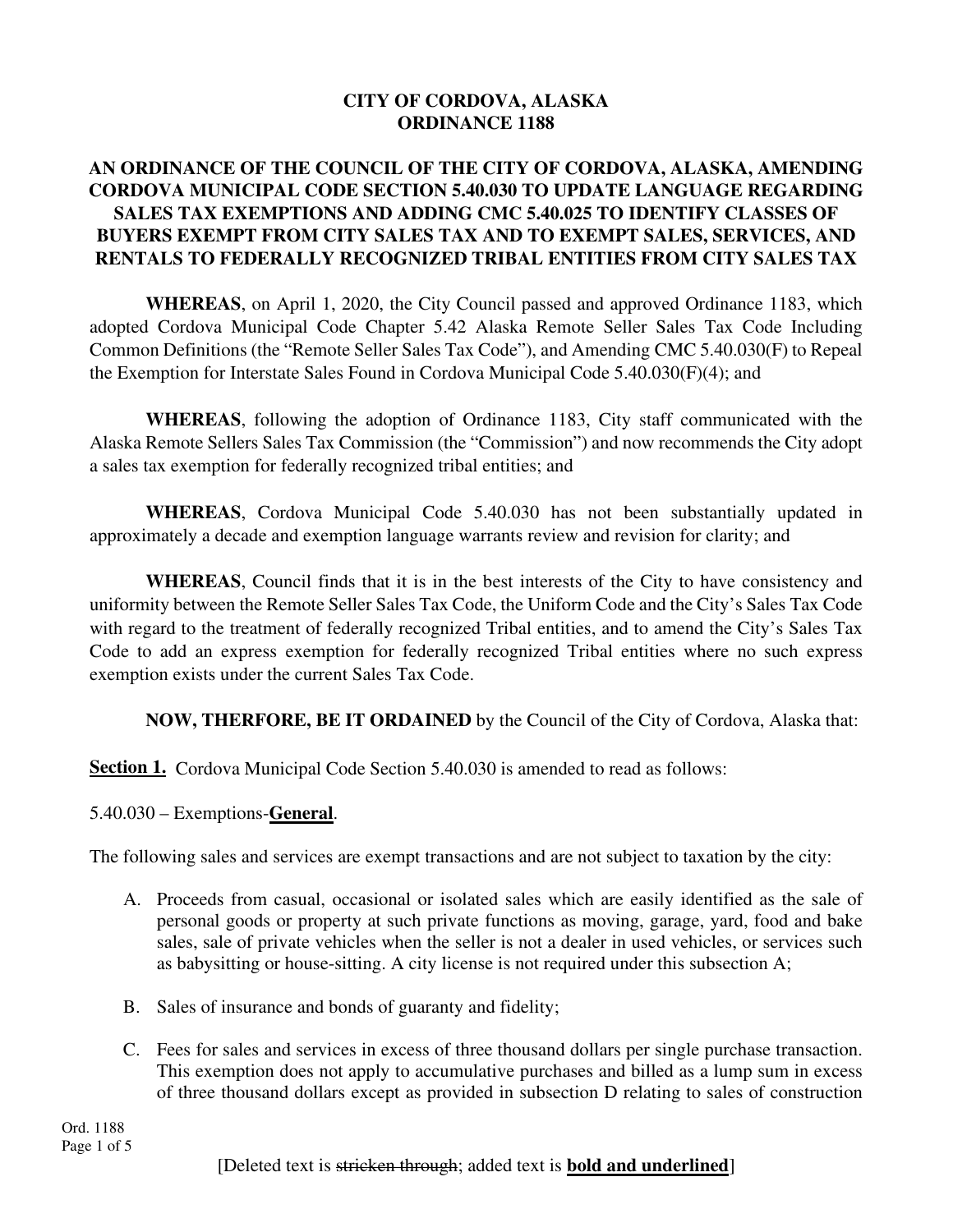# CITY OF CORDOVA, ALASKA
# ORDINANCE 1188

## AN ORDINANCE OF THE COUNCIL OF THE CITY OF CORDOVA, ALASKA, AMENDING CORDOVA MUNICIPAL CODE SECTION 5.40.030 TO UPDATE LANGUAGE REGARDING SALES TAX EXEMPTIONS AND ADDING CMC 5.40.025 TO IDENTIFY CLASSES OF BUYERS EXEMPT FROM CITY SALES TAX AND TO EXEMPT SALES, SERVICES, AND RENTALS TO FEDERALLY RECOGNIZED TRIBAL ENTITIES FROM CITY SALES TAX

**WHEREAS**, on April 1, 2020, the City Council passed and approved Ordinance 1183, which adopted Cordova Municipal Code Chapter 5.42 Alaska Remote Seller Sales Tax Code Including Common Definitions (the "Remote Seller Sales Tax Code"), and Amending CMC 5.40.030(F) to Repeal the Exemption for Interstate Sales Found in Cordova Municipal Code 5.40.030(F)(4); and

**WHEREAS**, following the adoption of Ordinance 1183, City staff communicated with the Alaska Remote Sellers Sales Tax Commission (the "Commission") and now recommends the City adopt a sales tax exemption for federally recognized tribal entities; and

**WHEREAS**, Cordova Municipal Code 5.40.030 has not been substantially updated in approximately a decade and exemption language warrants review and revision for clarity; and

**WHEREAS**, Council finds that it is in the best interests of the City to have consistency and uniformity between the Remote Seller Sales Tax Code, the Uniform Code and the City's Sales Tax Code with regard to the treatment of federally recognized Tribal entities, and to amend the City's Sales Tax Code to add an express exemption for federally recognized Tribal entities where no such express exemption exists under the current Sales Tax Code.

**NOW, THERFORE, BE IT ORDAINED** by the Council of the City of Cordova, Alaska that:

**Section 1.** Cordova Municipal Code Section 5.40.030 is amended to read as follows:

5.40.030 – Exemptions-**General**.

The following sales and services are exempt transactions and are not subject to taxation by the city:

A. Proceeds from casual, occasional or isolated sales which are easily identified as the sale of personal goods or property at such private functions as moving, garage, yard, food and bake sales, sale of private vehicles when the seller is not a dealer in used vehicles, or services such as babysitting or house-sitting. A city license is not required under this subsection A;

B. Sales of insurance and bonds of guaranty and fidelity;

C. Fees for sales and services in excess of three thousand dollars per single purchase transaction. This exemption does not apply to accumulative purchases and billed as a lump sum in excess of three thousand dollars except as provided in subsection D relating to sales of construction

[Deleted text is ~~stricken through~~; added text is **bold and underlined**]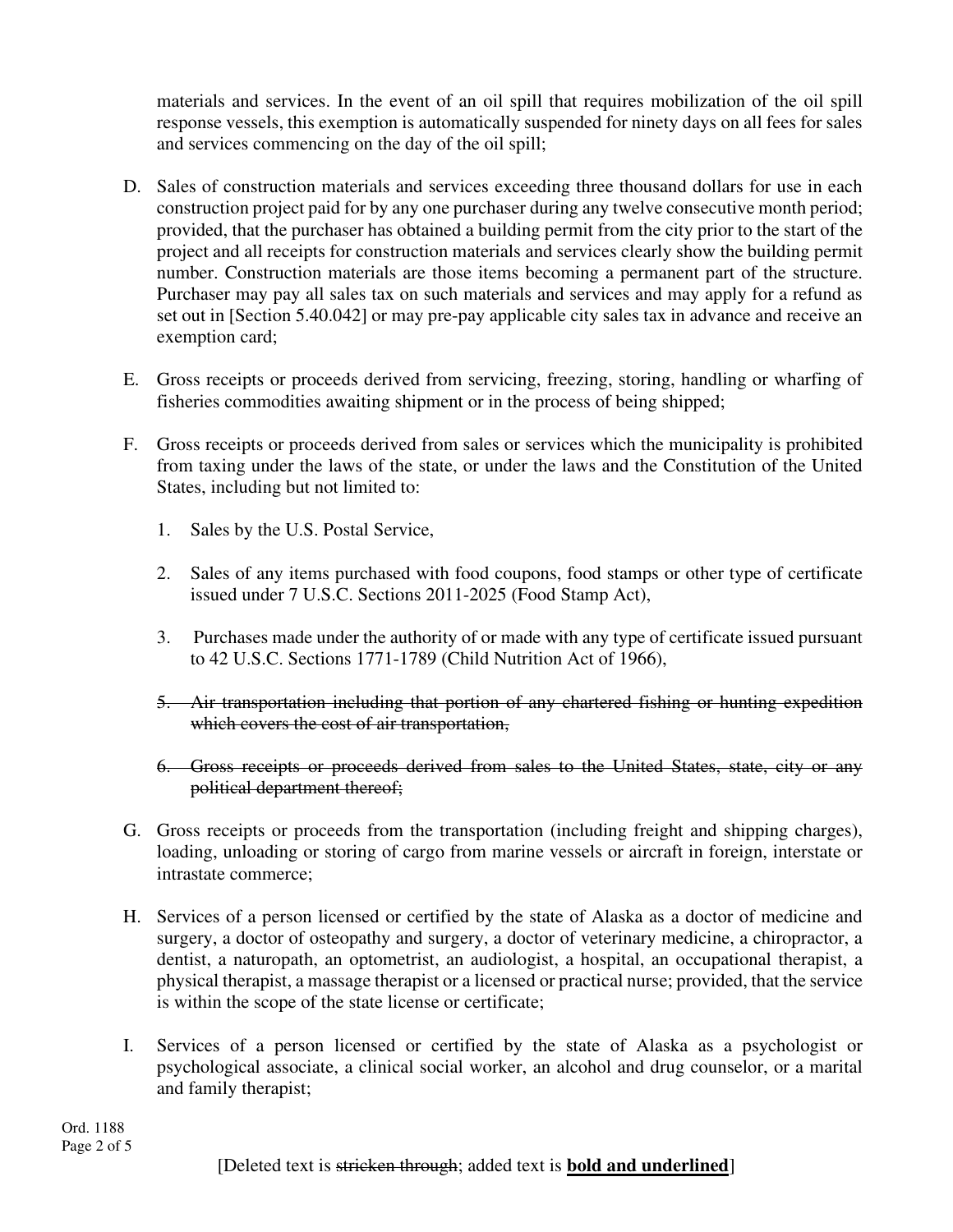materials and services. In the event of an oil spill that requires mobilization of the oil spill response vessels, this exemption is automatically suspended for ninety days on all fees for sales and services commencing on the day of the oil spill;

D. Sales of construction materials and services exceeding three thousand dollars for use in each construction project paid for by any one purchaser during any twelve consecutive month period; provided, that the purchaser has obtained a building permit from the city prior to the start of the project and all receipts for construction materials and services clearly show the building permit number. Construction materials are those items becoming a permanent part of the structure. Purchaser may pay all sales tax on such materials and services and may apply for a refund as set out in [Section 5.40.042] or may pre-pay applicable city sales tax in advance and receive an exemption card;

E. Gross receipts or proceeds derived from servicing, freezing, storing, handling or wharfing of fisheries commodities awaiting shipment or in the process of being shipped;

F. Gross receipts or proceeds derived from sales or services which the municipality is prohibited from taxing under the laws of the state, or under the laws and the Constitution of the United States, including but not limited to:

   1. Sales by the U.S. Postal Service,

   2. Sales of any items purchased with food coupons, food stamps or other type of certificate issued under 7 U.S.C. Sections 2011-2025 (Food Stamp Act),

   3. Purchases made under the authority of or made with any type of certificate issued pursuant to 42 U.S.C. Sections 1771-1789 (Child Nutrition Act of 1966),

   ~~5. Air transportation including that portion of any chartered fishing or hunting expedition which covers the cost of air transportation,~~

   ~~6. Gross receipts or proceeds derived from sales to the United States, state, city or any political department thereof;~~

G. Gross receipts or proceeds from the transportation (including freight and shipping charges), loading, unloading or storing of cargo from marine vessels or aircraft in foreign, interstate or intrastate commerce;

H. Services of a person licensed or certified by the state of Alaska as a doctor of medicine and surgery, a doctor of osteopathy and surgery, a doctor of veterinary medicine, a chiropractor, a dentist, a naturopath, an optometrist, an audiologist, a hospital, an occupational therapist, a physical therapist, a massage therapist or a licensed or practical nurse; provided, that the service is within the scope of the state license or certificate;

I. Services of a person licensed or certified by the state of Alaska as a psychologist or psychological associate, a clinical social worker, an alcohol and drug counselor, or a marital and family therapist;

[Deleted text is ~~stricken through~~; added text is **<u>bold and underlined</u>**]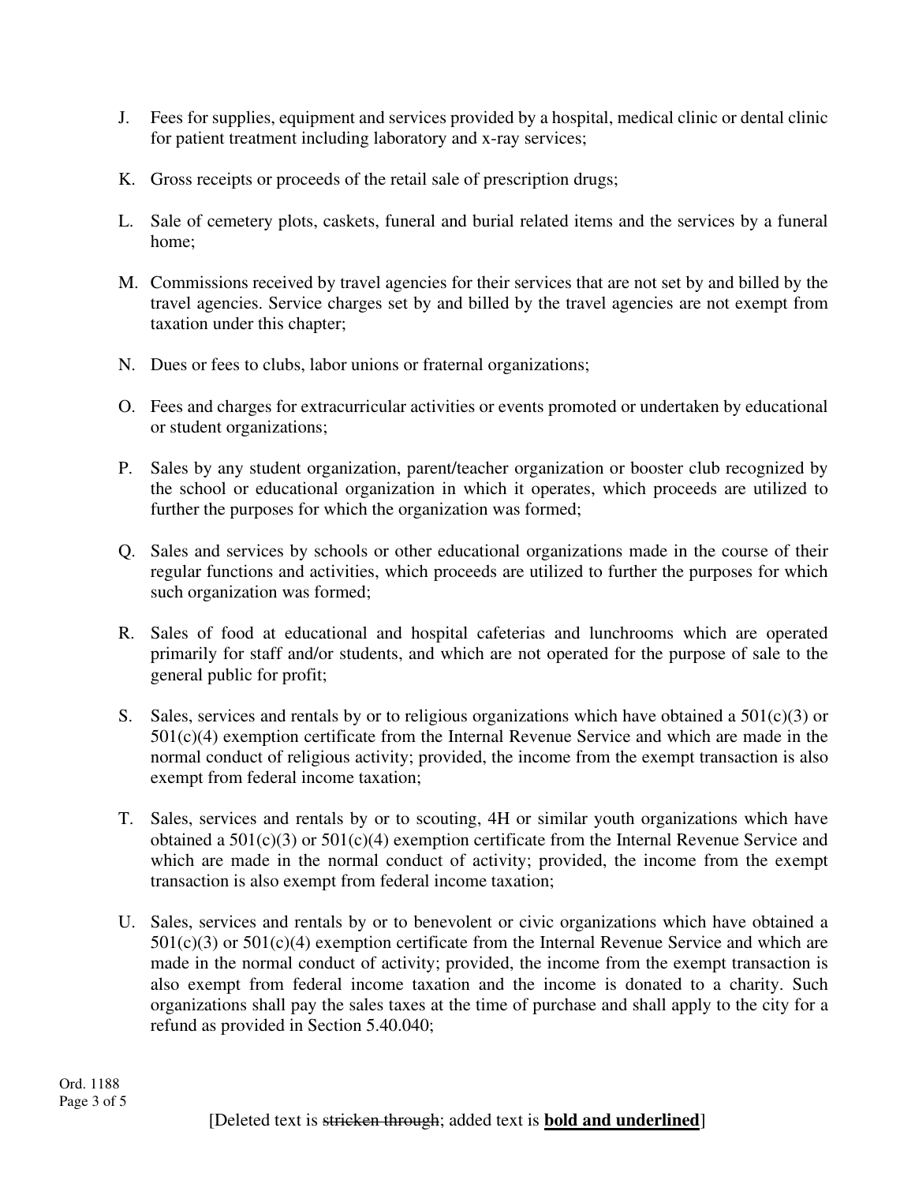J. Fees for supplies, equipment and services provided by a hospital, medical clinic or dental clinic for patient treatment including laboratory and x-ray services;

K. Gross receipts or proceeds of the retail sale of prescription drugs;

L. Sale of cemetery plots, caskets, funeral and burial related items and the services by a funeral home;

M. Commissions received by travel agencies for their services that are not set by and billed by the travel agencies. Service charges set by and billed by the travel agencies are not exempt from taxation under this chapter;

N. Dues or fees to clubs, labor unions or fraternal organizations;

O. Fees and charges for extracurricular activities or events promoted or undertaken by educational or student organizations;

P. Sales by any student organization, parent/teacher organization or booster club recognized by the school or educational organization in which it operates, which proceeds are utilized to further the purposes for which the organization was formed;

Q. Sales and services by schools or other educational organizations made in the course of their regular functions and activities, which proceeds are utilized to further the purposes for which such organization was formed;

R. Sales of food at educational and hospital cafeterias and lunchrooms which are operated primarily for staff and/or students, and which are not operated for the purpose of sale to the general public for profit;

S. Sales, services and rentals by or to religious organizations which have obtained a 501(c)(3) or 501(c)(4) exemption certificate from the Internal Revenue Service and which are made in the normal conduct of religious activity; provided, the income from the exempt transaction is also exempt from federal income taxation;

T. Sales, services and rentals by or to scouting, 4H or similar youth organizations which have obtained a 501(c)(3) or 501(c)(4) exemption certificate from the Internal Revenue Service and which are made in the normal conduct of activity; provided, the income from the exempt transaction is also exempt from federal income taxation;

U. Sales, services and rentals by or to benevolent or civic organizations which have obtained a 501(c)(3) or 501(c)(4) exemption certificate from the Internal Revenue Service and which are made in the normal conduct of activity; provided, the income from the exempt transaction is also exempt from federal income taxation and the income is donated to a charity. Such organizations shall pay the sales taxes at the time of purchase and shall apply to the city for a refund as provided in Section 5.40.040;

[Deleted text is ~~stricken through~~; added text is **<u>bold and underlined</u>**]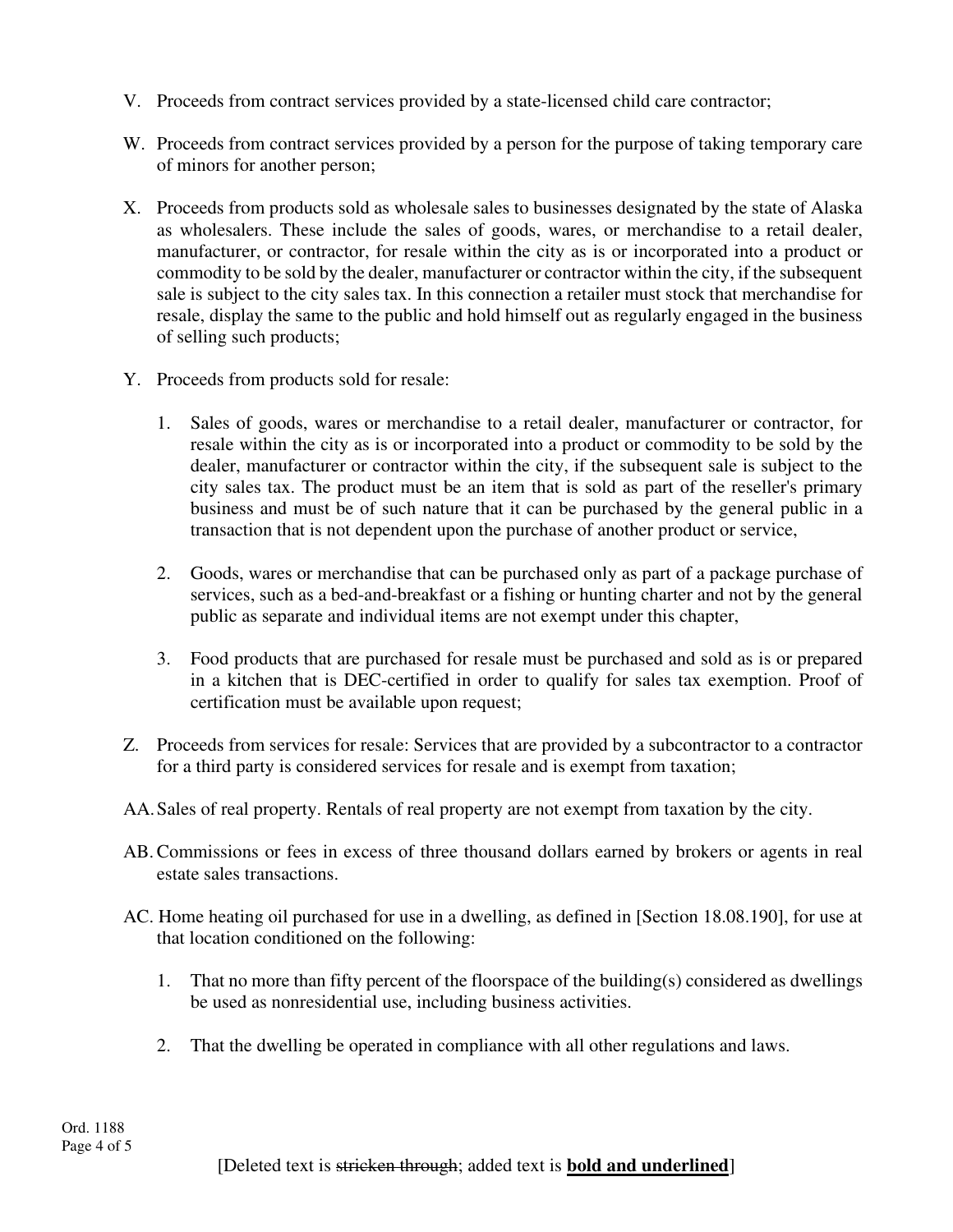V. Proceeds from contract services provided by a state-licensed child care contractor;

W. Proceeds from contract services provided by a person for the purpose of taking temporary care of minors for another person;

X. Proceeds from products sold as wholesale sales to businesses designated by the state of Alaska as wholesalers. These include the sales of goods, wares, or merchandise to a retail dealer, manufacturer, or contractor, for resale within the city as is or incorporated into a product or commodity to be sold by the dealer, manufacturer or contractor within the city, if the subsequent sale is subject to the city sales tax. In this connection a retailer must stock that merchandise for resale, display the same to the public and hold himself out as regularly engaged in the business of selling such products;

Y. Proceeds from products sold for resale:

   1. Sales of goods, wares or merchandise to a retail dealer, manufacturer or contractor, for resale within the city as is or incorporated into a product or commodity to be sold by the dealer, manufacturer or contractor within the city, if the subsequent sale is subject to the city sales tax. The product must be an item that is sold as part of the reseller's primary business and must be of such nature that it can be purchased by the general public in a transaction that is not dependent upon the purchase of another product or service,

   2. Goods, wares or merchandise that can be purchased only as part of a package purchase of services, such as a bed-and-breakfast or a fishing or hunting charter and not by the general public as separate and individual items are not exempt under this chapter,

   3. Food products that are purchased for resale must be purchased and sold as is or prepared in a kitchen that is DEC-certified in order to qualify for sales tax exemption. Proof of certification must be available upon request;

Z. Proceeds from services for resale: Services that are provided by a subcontractor to a contractor for a third party is considered services for resale and is exempt from taxation;

AA. Sales of real property. Rentals of real property are not exempt from taxation by the city.

AB. Commissions or fees in excess of three thousand dollars earned by brokers or agents in real estate sales transactions.

AC. Home heating oil purchased for use in a dwelling, as defined in [Section 18.08.190], for use at that location conditioned on the following:

   1. That no more than fifty percent of the floorspace of the building(s) considered as dwellings be used as nonresidential use, including business activities.

   2. That the dwelling be operated in compliance with all other regulations and laws.

Ord. 1188

[Deleted text is ~~stricken through~~; added text is **<u>bold and underlined</u>**]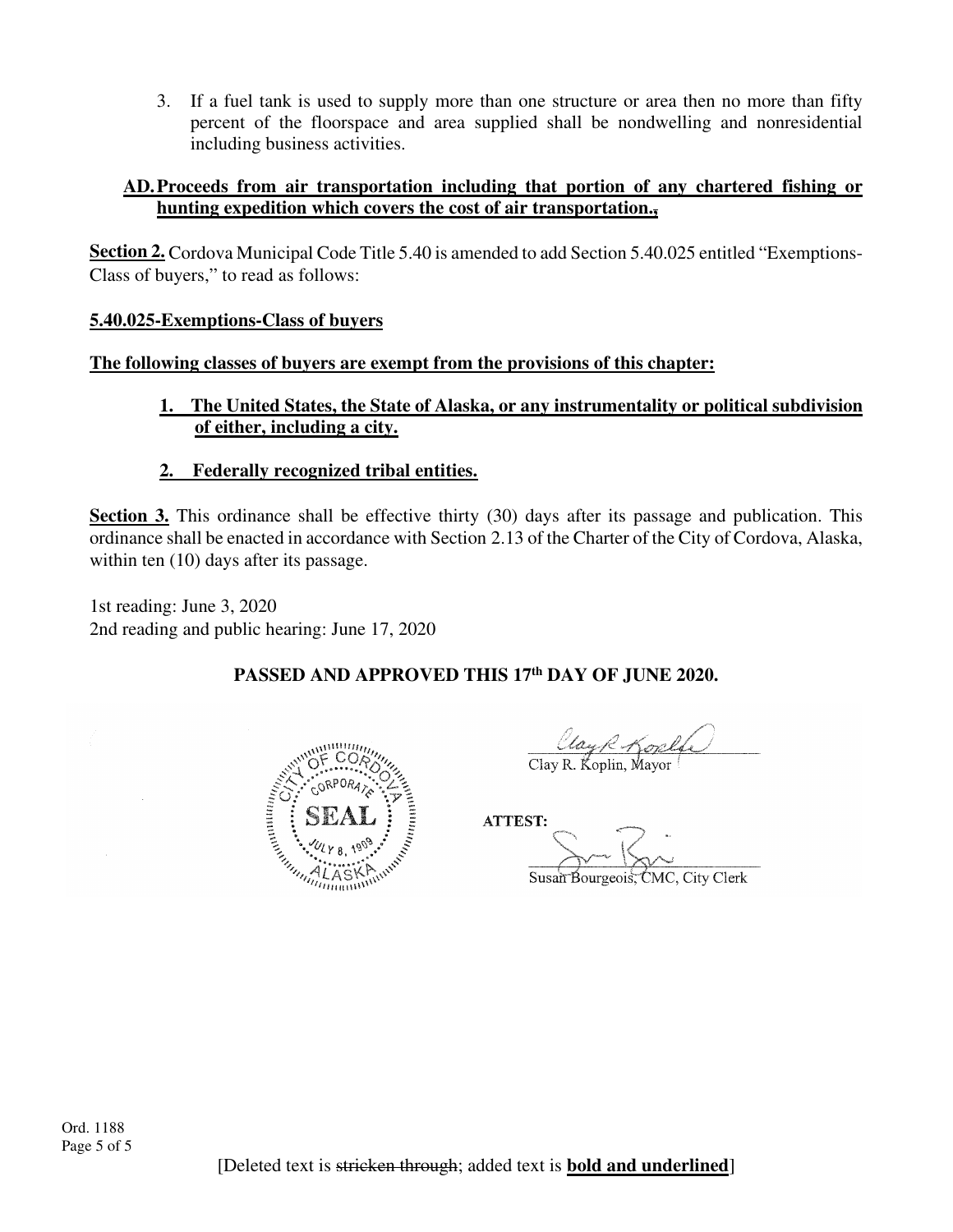3. If a fuel tank is used to supply more than one structure or area then no more than fifty percent of the floorspace and area supplied shall be nondwelling and nonresidential including business activities.

**AD. Proceeds from air transportation including that portion of any chartered fishing or hunting expedition which covers the cost of air transportation.**~~,~~

**Section 2.** Cordova Municipal Code Title 5.40 is amended to add Section 5.40.025 entitled "Exemptions-Class of buyers," to read as follows:

**5.40.025-Exemptions-Class of buyers**

**The following classes of buyers are exempt from the provisions of this chapter:**

1. **The United States, the State of Alaska, or any instrumentality or political subdivision of either, including a city.**
2. **Federally recognized tribal entities.**

**Section 3.** This ordinance shall be effective thirty (30) days after its passage and publication. This ordinance shall be enacted in accordance with Section 2.13 of the Charter of the City of Cordova, Alaska, within ten (10) days after its passage.

1st reading: June 3, 2020
2nd reading and public hearing: June 17, 2020

**PASSED AND APPROVED THIS 17th DAY OF JUNE 2020.**

CITY OF CORDOVA CORPORATE SEAL JULY 8, 1909 ALASKA

Clay R. Koplin, Mayor

ATTEST:

Susan Bourgeois, CMC, City Clerk

Ord. 1188

[Deleted text is ~~stricken through~~; added text is **bold and underlined**]